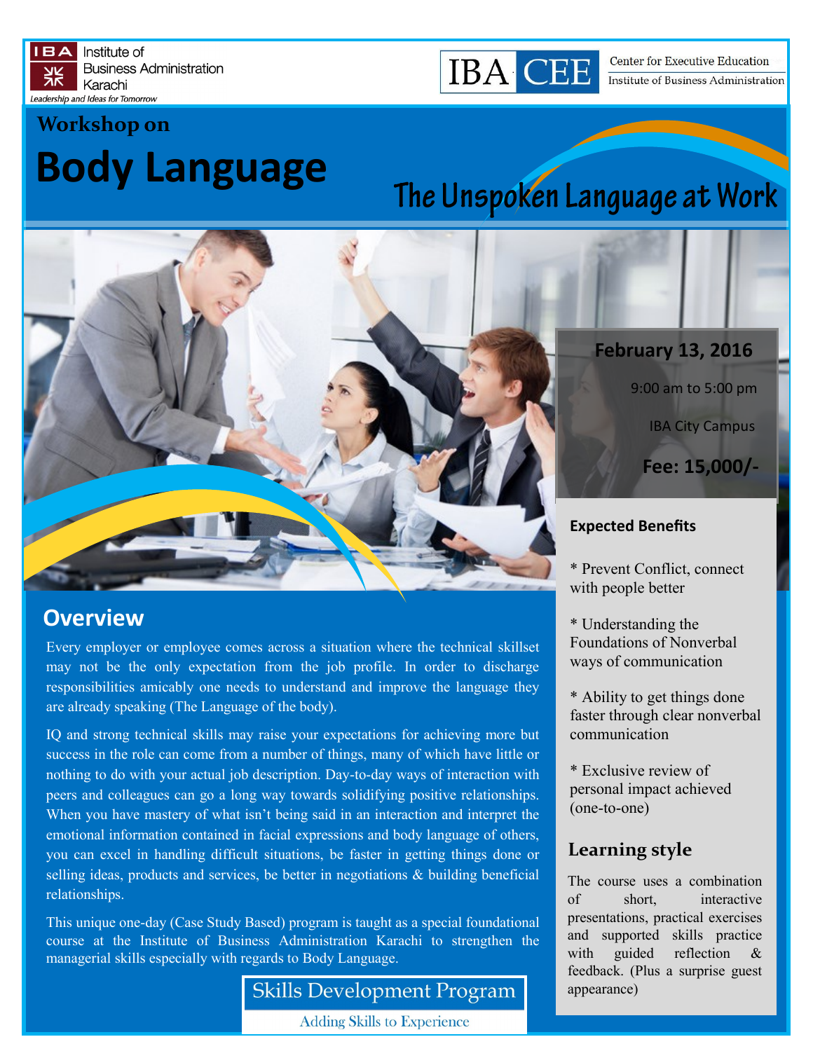IBA Institute of Business Administration Karachi
*Leadership and Ideas for Tomorrow*

IBA CEE — Center for Executive Education, Institute of Business Administration

## Workshop on

# Body Language

## The Unspoken Language at Work

**February 13, 2016**

9:00 am to 5:00 pm

IBA City Campus

**Fee: 15,000/-**

### Expected Benefits

* Prevent Conflict, connect with people better

* Understanding the Foundations of Nonverbal ways of communication

* Ability to get things done faster through clear nonverbal communication

* Exclusive review of personal impact achieved (one-to-one)

### Learning style

The course uses a combination of short, interactive presentations, practical exercises and supported skills practice with guided reflection & feedback. (Plus a surprise guest appearance)

## Overview

Every employer or employee comes across a situation where the technical skillset may not be the only expectation from the job profile. In order to discharge responsibilities amicably one needs to understand and improve the language they are already speaking (The Language of the body).

IQ and strong technical skills may raise your expectations for achieving more but success in the role can come from a number of things, many of which have little or nothing to do with your actual job description. Day-to-day ways of interaction with peers and colleagues can go a long way towards solidifying positive relationships. When you have mastery of what isn't being said in an interaction and interpret the emotional information contained in facial expressions and body language of others, you can excel in handling difficult situations, be faster in getting things done or selling ideas, products and services, be better in negotiations & building beneficial relationships.

This unique one-day (Case Study Based) program is taught as a special foundational course at the Institute of Business Administration Karachi to strengthen the managerial skills especially with regards to Body Language.

Skills Development Program

Adding Skills to Experience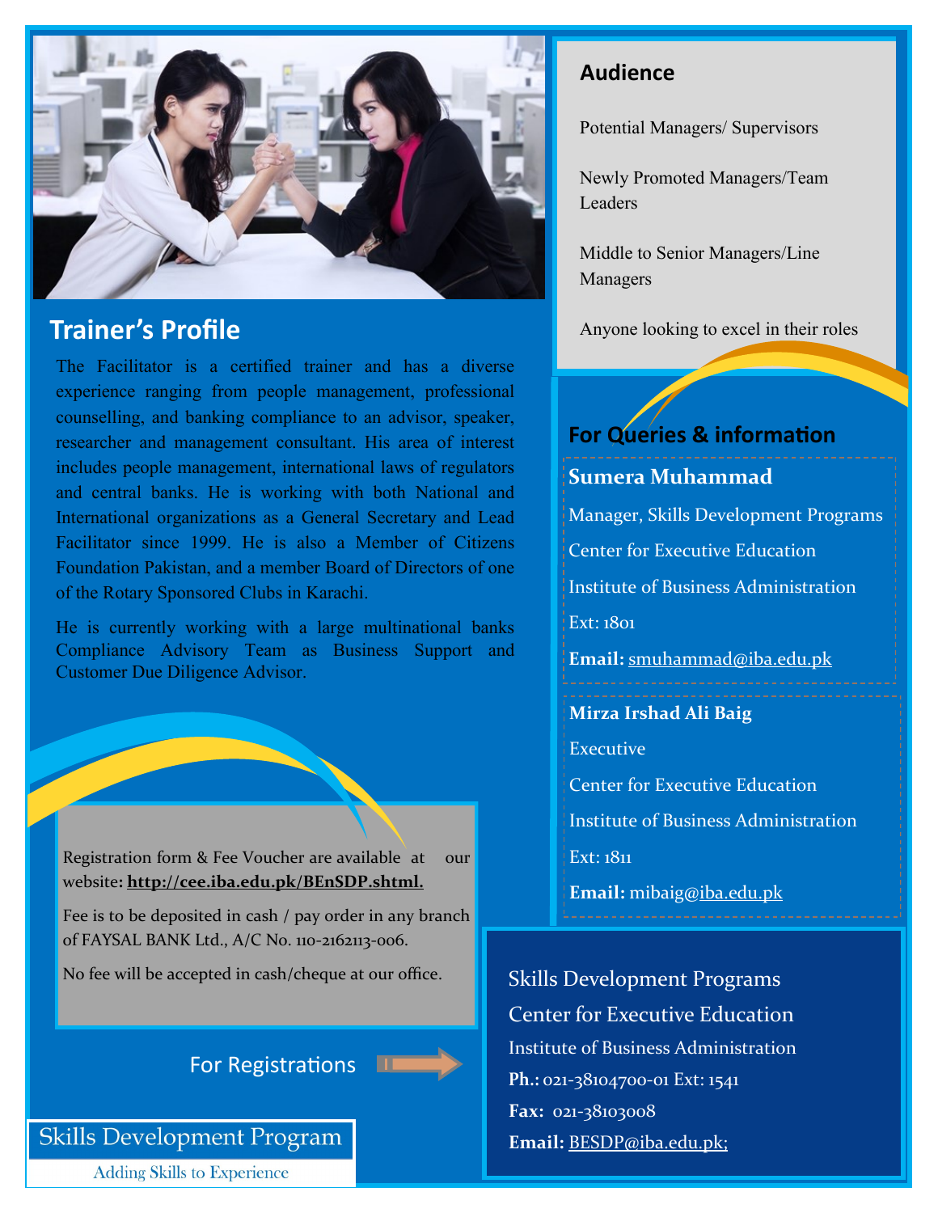## Trainer's Profile

The Facilitator is a certified trainer and has a diverse experience ranging from people management, professional counselling, and banking compliance to an advisor, speaker, researcher and management consultant. His area of interest includes people management, international laws of regulators and central banks. He is working with both National and International organizations as a General Secretary and Lead Facilitator since 1999. He is also a Member of Citizens Foundation Pakistan, and a member Board of Directors of one of the Rotary Sponsored Clubs in Karachi.

He is currently working with a large multinational banks Compliance Advisory Team as Business Support and Customer Due Diligence Advisor.

Registration form & Fee Voucher are available at our website**: http://cee.iba.edu.pk/BEnSDP.shtml.**

Fee is to be deposited in cash / pay order in any branch of FAYSAL BANK Ltd., A/C No. 110-2162113-006.

No fee will be accepted in cash/cheque at our office.

For Registrations

Skills Development Program

Adding Skills to Experience

## Audience

Potential Managers/ Supervisors

Newly Promoted Managers/Team Leaders

Middle to Senior Managers/Line Managers

Anyone looking to excel in their roles

## For Queries & information

**Sumera Muhammad**

Manager, Skills Development Programs

Center for Executive Education

Institute of Business Administration

Ext: 1801

**Email:** smuhammad@iba.edu.pk

**Mirza Irshad Ali Baig**

Executive

Center for Executive Education

Institute of Business Administration

Ext: 1811

**Email:** mibaig@iba.edu.pk

Skills Development Programs

Center for Executive Education

Institute of Business Administration

**Ph.:** 021-38104700-01 Ext: 1541

**Fax:** 021-38103008

**Email:** BESDP@iba.edu.pk;